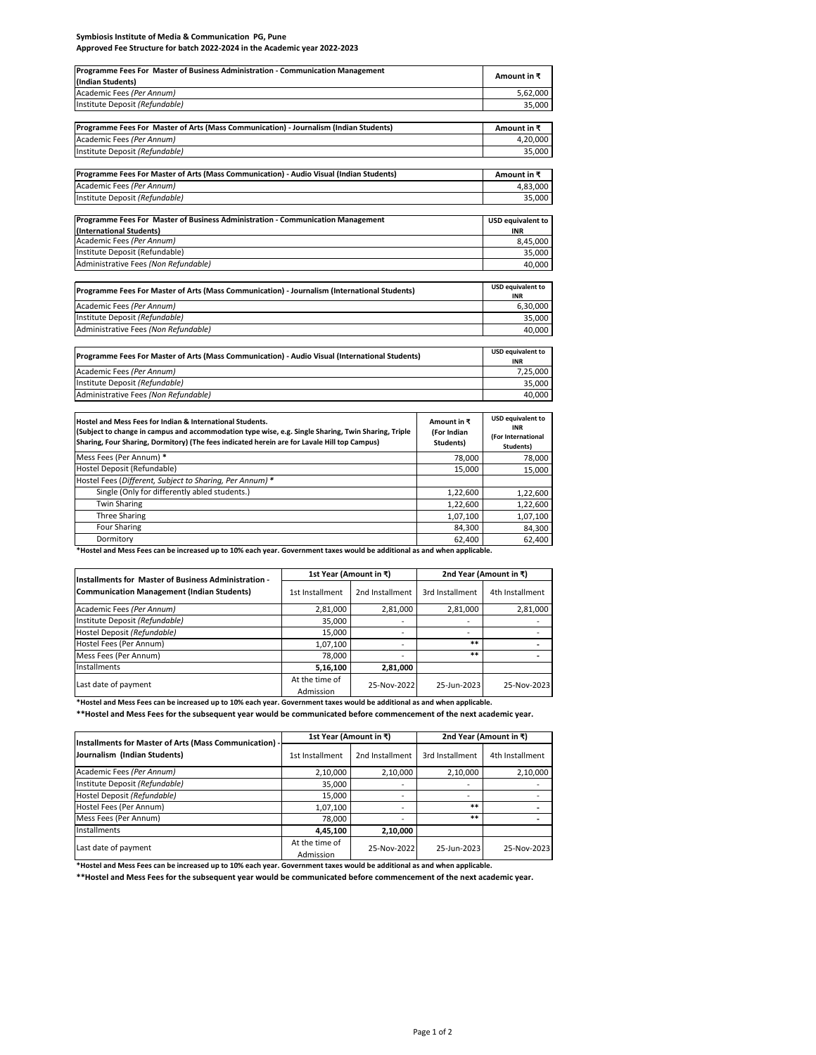**Symbiosis Institute of Media & Communication PG, Pune**
**Approved Fee Structure for batch 2022-2024 in the Academic year 2022-2023**

| Programme Fees For Master of Business Administration - Communication Management (Indian Students) | Amount in ₹ |
|---|---|
| Academic Fees *(Per Annum)* | 5,62,000 |
| Institute Deposit *(Refundable)* | 35,000 |

| Programme Fees For Master of Arts (Mass Communication) - Journalism (Indian Students) | Amount in ₹ |
|---|---|
| Academic Fees *(Per Annum)* | 4,20,000 |
| Institute Deposit *(Refundable)* | 35,000 |

| Programme Fees For Master of Arts (Mass Communication) - Audio Visual (Indian Students) | Amount in ₹ |
|---|---|
| Academic Fees *(Per Annum)* | 4,83,000 |
| Institute Deposit *(Refundable)* | 35,000 |

| Programme Fees For Master of Business Administration - Communication Management (International Students) | USD equivalent to INR |
|---|---|
| Academic Fees *(Per Annum)* | 8,45,000 |
| Institute Deposit (Refundable) | 35,000 |
| Administrative Fees *(Non Refundable)* | 40,000 |

| Programme Fees For Master of Arts (Mass Communication) - Journalism (International Students) | USD equivalent to INR |
|---|---|
| Academic Fees *(Per Annum)* | 6,30,000 |
| Institute Deposit *(Refundable)* | 35,000 |
| Administrative Fees *(Non Refundable)* | 40,000 |

| Programme Fees For Master of Arts (Mass Communication) - Audio Visual (International Students) | USD equivalent to INR |
|---|---|
| Academic Fees *(Per Annum)* | 7,25,000 |
| Institute Deposit *(Refundable)* | 35,000 |
| Administrative Fees *(Non Refundable)* | 40,000 |

| Hostel and Mess Fees for Indian & International Students. (Subject to change in campus and accommodation type wise, e.g. Single Sharing, Twin Sharing, Triple Sharing, Four Sharing, Dormitory) (The fees indicated herein are for Lavale Hill top Campus) | Amount in ₹ (For Indian Students) | USD equivalent to INR (For International Students) |
|---|---|---|
| Mess Fees (Per Annum) * | 78,000 | 78,000 |
| Hostel Deposit (Refundable) | 15,000 | 15,000 |
| Hostel Fees (*Different, Subject to Sharing, Per Annum) ** | | |
| Single (Only for differently abled students.) | 1,22,600 | 1,22,600 |
| Twin Sharing | 1,22,600 | 1,22,600 |
| Three Sharing | 1,07,100 | 1,07,100 |
| Four Sharing | 84,300 | 84,300 |
| Dormitory | 62,400 | 62,400 |

**\*Hostel and Mess Fees can be increased up to 10% each year. Government taxes would be additional as and when applicable.**

| Installments for Master of Business Administration - Communication Management (Indian Students) | 1st Year (Amount in ₹) | | 2nd Year (Amount in ₹) | |
|---|---|---|---|---|
| | 1st Installment | 2nd Installment | 3rd Installment | 4th Installment |
| Academic Fees *(Per Annum)* | 2,81,000 | 2,81,000 | 2,81,000 | 2,81,000 |
| Institute Deposit *(Refundable)* | 35,000 | - | - | - |
| Hostel Deposit *(Refundable)* | 15,000 | - | - | - |
| Hostel Fees (Per Annum) | 1,07,100 | - | ** | - |
| Mess Fees (Per Annum) | 78,000 | - | ** | - |
| Installments | **5,16,100** | **2,81,000** | | |
| Last date of payment | At the time of Admission | 25-Nov-2022 | 25-Jun-2023 | 25-Nov-2023 |

**\*Hostel and Mess Fees can be increased up to 10% each year. Government taxes would be additional as and when applicable.**

**\*\*Hostel and Mess Fees for the subsequent year would be communicated before commencement of the next academic year.**

| Installments for Master of Arts (Mass Communication) - Journalism (Indian Students) | 1st Year (Amount in ₹) | | 2nd Year (Amount in ₹) | |
|---|---|---|---|---|
| | 1st Installment | 2nd Installment | 3rd Installment | 4th Installment |
| Academic Fees *(Per Annum)* | 2,10,000 | 2,10,000 | 2,10,000 | 2,10,000 |
| Institute Deposit *(Refundable)* | 35,000 | - | - | - |
| Hostel Deposit *(Refundable)* | 15,000 | - | - | - |
| Hostel Fees (Per Annum) | 1,07,100 | - | ** | - |
| Mess Fees (Per Annum) | 78,000 | - | ** | - |
| Installments | **4,45,100** | **2,10,000** | | |
| Last date of payment | At the time of Admission | 25-Nov-2022 | 25-Jun-2023 | 25-Nov-2023 |

**\*Hostel and Mess Fees can be increased up to 10% each year. Government taxes would be additional as and when applicable.**

**\*\*Hostel and Mess Fees for the subsequent year would be communicated before commencement of the next academic year.**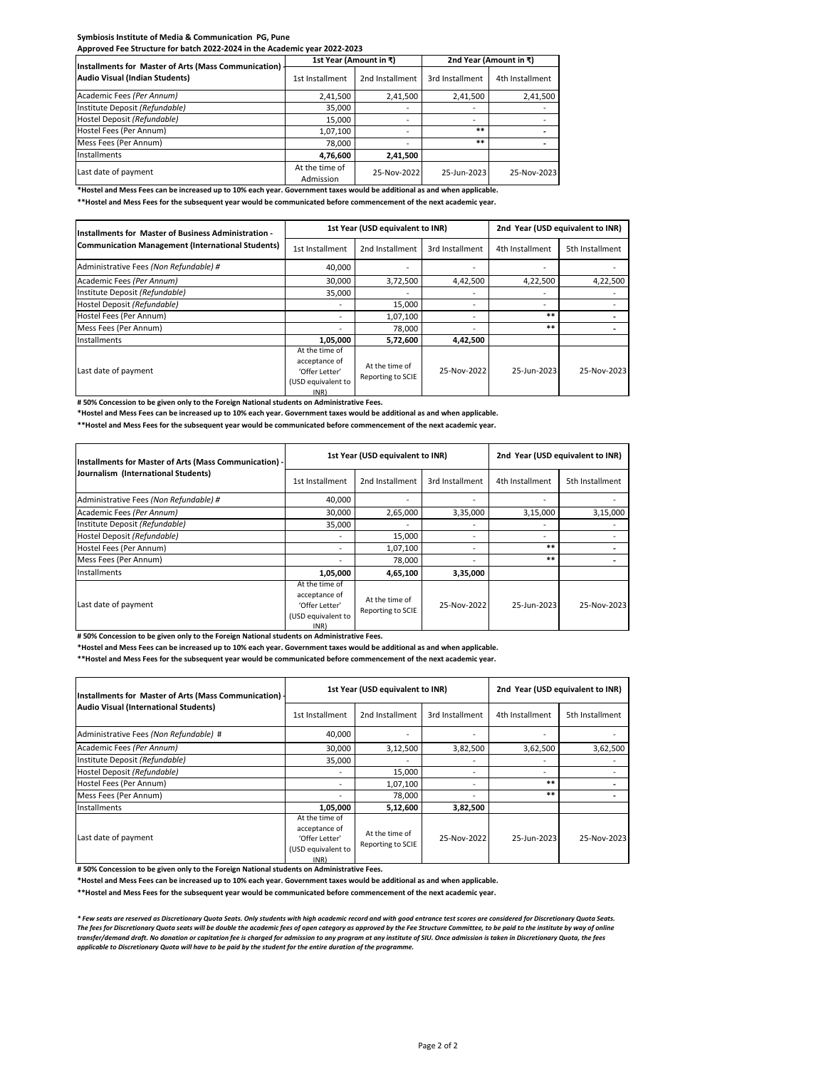**Symbiosis Institute of Media & Communication PG, Pune**

**Approved Fee Structure for batch 2022-2024 in the Academic year 2022-2023**

| Installments for Master of Arts (Mass Communication) - Audio Visual (Indian Students) | 1st Year (Amount in ₹) | | 2nd Year (Amount in ₹) | |
|---|---|---|---|---|
| | 1st Installment | 2nd Installment | 3rd Installment | 4th Installment |
| Academic Fees *(Per Annum)* | 2,41,500 | 2,41,500 | 2,41,500 | 2,41,500 |
| Institute Deposit *(Refundable)* | 35,000 | - | - | - |
| Hostel Deposit *(Refundable)* | 15,000 | - | - | - |
| Hostel Fees (Per Annum) | 1,07,100 | - | ** | - |
| Mess Fees (Per Annum) | 78,000 | - | ** | - |
| Installments | **4,76,600** | **2,41,500** | | |
| Last date of payment | At the time of Admission | 25-Nov-2022 | 25-Jun-2023 | 25-Nov-2023 |

**\*Hostel and Mess Fees can be increased up to 10% each year. Government taxes would be additional as and when applicable.**

**\*\*Hostel and Mess Fees for the subsequent year would be communicated before commencement of the next academic year.**

| Installments for Master of Business Administration - Communication Management (International Students) | 1st Year (USD equivalent to INR) | | | 2nd Year (USD equivalent to INR) | |
|---|---|---|---|---|---|
| | 1st Installment | 2nd Installment | 3rd Installment | 4th Installment | 5th Installment |
| Administrative Fees *(Non Refundable)* # | 40,000 | - | - | - | - |
| Academic Fees *(Per Annum)* | 30,000 | 3,72,500 | 4,42,500 | 4,22,500 | 4,22,500 |
| Institute Deposit *(Refundable)* | 35,000 | - | - | - | - |
| Hostel Deposit *(Refundable)* | - | 15,000 | - | - | - |
| Hostel Fees (Per Annum) | - | 1,07,100 | - | ** | - |
| Mess Fees (Per Annum) | - | 78,000 | - | ** | - |
| Installments | **1,05,000** | **5,72,600** | **4,42,500** | | |
| Last date of payment | At the time of acceptance of 'Offer Letter' (USD equivalent to INR) | At the time of Reporting to SCIE | 25-Nov-2022 | 25-Jun-2023 | 25-Nov-2023 |

**# 50% Concession to be given only to the Foreign National students on Administrative Fees.**

**\*Hostel and Mess Fees can be increased up to 10% each year. Government taxes would be additional as and when applicable.**

**\*\*Hostel and Mess Fees for the subsequent year would be communicated before commencement of the next academic year.**

| Installments for Master of Arts (Mass Communication) - Journalism (International Students) | 1st Year (USD equivalent to INR) | | | 2nd Year (USD equivalent to INR) | |
|---|---|---|---|---|---|
| | 1st Installment | 2nd Installment | 3rd Installment | 4th Installment | 5th Installment |
| Administrative Fees *(Non Refundable)* # | 40,000 | - | - | - | - |
| Academic Fees *(Per Annum)* | 30,000 | 2,65,000 | 3,35,000 | 3,15,000 | 3,15,000 |
| Institute Deposit *(Refundable)* | 35,000 | - | - | - | - |
| Hostel Deposit *(Refundable)* | - | 15,000 | - | - | - |
| Hostel Fees (Per Annum) | - | 1,07,100 | - | ** | - |
| Mess Fees (Per Annum) | - | 78,000 | - | ** | - |
| Installments | **1,05,000** | **4,65,100** | **3,35,000** | | |
| Last date of payment | At the time of acceptance of 'Offer Letter' (USD equivalent to INR) | At the time of Reporting to SCIE | 25-Nov-2022 | 25-Jun-2023 | 25-Nov-2023 |

**# 50% Concession to be given only to the Foreign National students on Administrative Fees.**

**\*Hostel and Mess Fees can be increased up to 10% each year. Government taxes would be additional as and when applicable.**

**\*\*Hostel and Mess Fees for the subsequent year would be communicated before commencement of the next academic year.**

| Installments for Master of Arts (Mass Communication) - Audio Visual (International Students) | 1st Year (USD equivalent to INR) | | | 2nd Year (USD equivalent to INR) | |
|---|---|---|---|---|---|
| | 1st Installment | 2nd Installment | 3rd Installment | 4th Installment | 5th Installment |
| Administrative Fees *(Non Refundable)* # | 40,000 | - | - | - | - |
| Academic Fees *(Per Annum)* | 30,000 | 3,12,500 | 3,82,500 | 3,62,500 | 3,62,500 |
| Institute Deposit *(Refundable)* | 35,000 | - | - | - | - |
| Hostel Deposit *(Refundable)* | - | 15,000 | - | - | - |
| Hostel Fees (Per Annum) | - | 1,07,100 | - | ** | - |
| Mess Fees (Per Annum) | - | 78,000 | - | ** | - |
| Installments | **1,05,000** | **5,12,600** | **3,82,500** | | |
| Last date of payment | At the time of acceptance of 'Offer Letter' (USD equivalent to INR) | At the time of Reporting to SCIE | 25-Nov-2022 | 25-Jun-2023 | 25-Nov-2023 |

**# 50% Concession to be given only to the Foreign National students on Administrative Fees.**

**\*Hostel and Mess Fees can be increased up to 10% each year. Government taxes would be additional as and when applicable.**

**\*\*Hostel and Mess Fees for the subsequent year would be communicated before commencement of the next academic year.**

***\* Few seats are reserved as Discretionary Quota Seats. Only students with high academic record and with good entrance test scores are considered for Discretionary Quota Seats. The fees for Discretionary Quota seats will be double the academic fees of open category as approved by the Fee Structure Committee, to be paid to the institute by way of online transfer/demand draft. No donation or capitation fee is charged for admission to any program at any institute of SIU. Once admission is taken in Discretionary Quota, the fees applicable to Discretionary Quota will have to be paid by the student for the entire duration of the programme.***